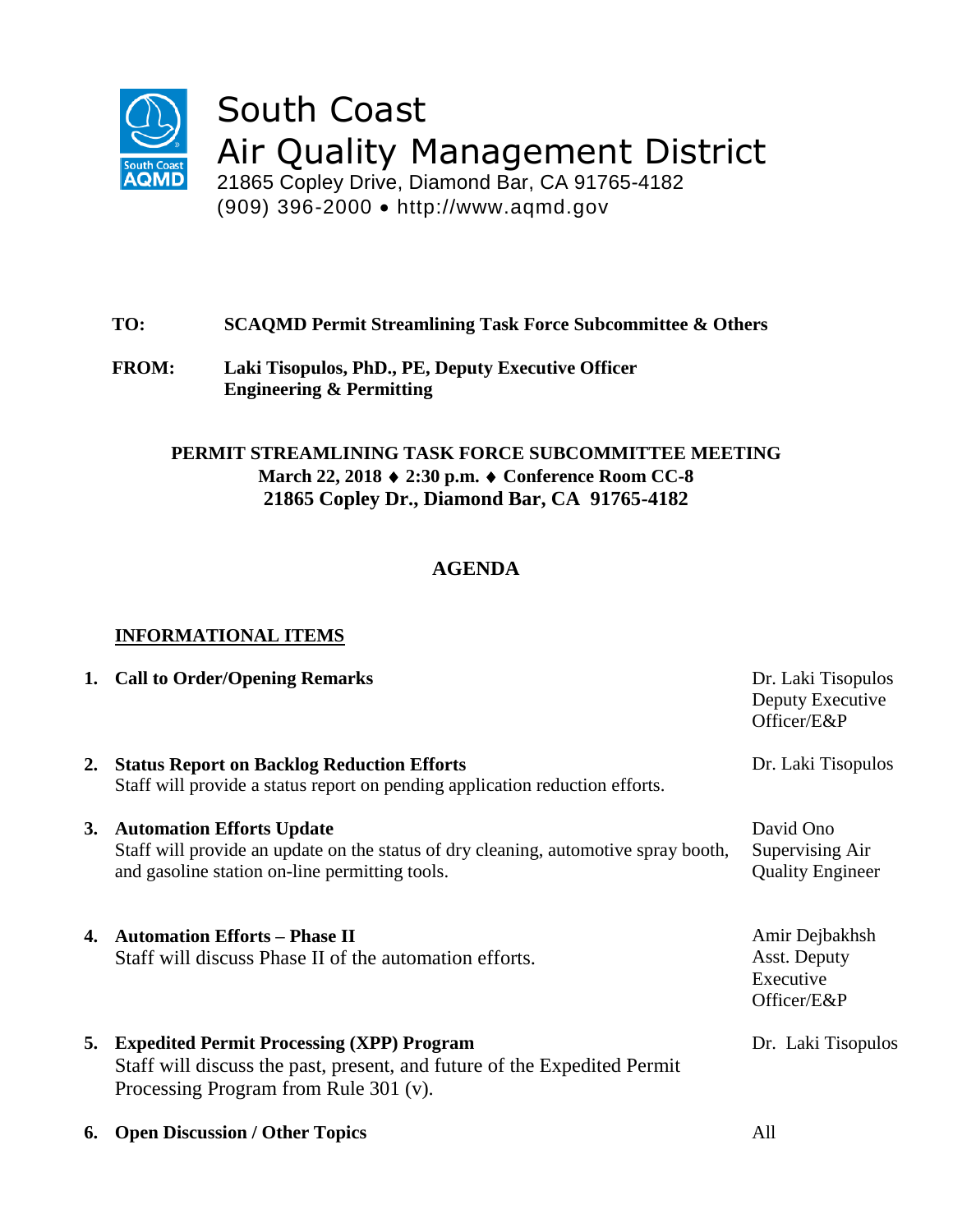# South Coast Air Quality Management District

21865 Copley Drive, Diamond Bar, CA 91765-4182
(909) 396-2000 • http://www.aqmd.gov

**TO:** **SCAQMD Permit Streamlining Task Force Subcommittee & Others**

**FROM:** **Laki Tisopulos, PhD., PE, Deputy Executive Officer**
**Engineering & Permitting**

**PERMIT STREAMLINING TASK FORCE SUBCOMMITTEE MEETING**
**March 22, 2018 ♦ 2:30 p.m. ♦ Conference Room CC-8**
**21865 Copley Dr., Diamond Bar, CA 91765-4182**

## AGENDA

**INFORMATIONAL ITEMS**

| | Item | Presenter |
|---|---|---|
| 1. | **Call to Order/Opening Remarks** | Dr. Laki Tisopulos<br>Deputy Executive Officer/E&P |
| 2. | **Status Report on Backlog Reduction Efforts**<br>Staff will provide a status report on pending application reduction efforts. | Dr. Laki Tisopulos |
| 3. | **Automation Efforts Update**<br>Staff will provide an update on the status of dry cleaning, automotive spray booth, and gasoline station on-line permitting tools. | David Ono<br>Supervising Air Quality Engineer |
| 4. | **Automation Efforts – Phase II**<br>Staff will discuss Phase II of the automation efforts. | Amir Dejbakhsh<br>Asst. Deputy Executive Officer/E&P |
| 5. | **Expedited Permit Processing (XPP) Program**<br>Staff will discuss the past, present, and future of the Expedited Permit Processing Program from Rule 301 (v). | Dr. Laki Tisopulos |
| 6. | **Open Discussion / Other Topics** | All |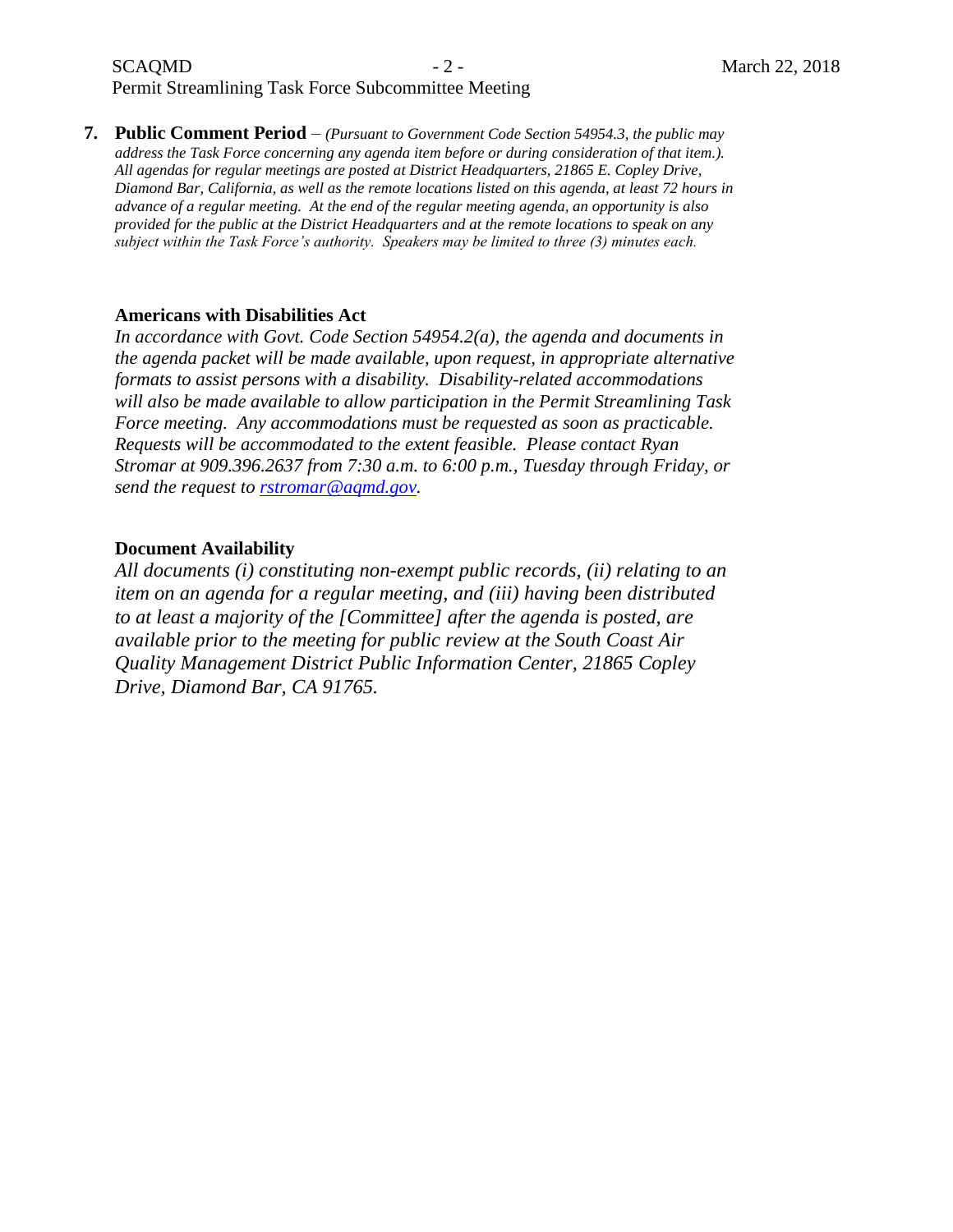7. **Public Comment Period** – *(Pursuant to Government Code Section 54954.3, the public may address the Task Force concerning any agenda item before or during consideration of that item.). All agendas for regular meetings are posted at District Headquarters, 21865 E. Copley Drive, Diamond Bar, California, as well as the remote locations listed on this agenda, at least 72 hours in advance of a regular meeting. At the end of the regular meeting agenda, an opportunity is also provided for the public at the District Headquarters and at the remote locations to speak on any subject within the Task Force's authority. Speakers may be limited to three (3) minutes each.*

**Americans with Disabilities Act**

*In accordance with Govt. Code Section 54954.2(a), the agenda and documents in the agenda packet will be made available, upon request, in appropriate alternative formats to assist persons with a disability. Disability-related accommodations will also be made available to allow participation in the Permit Streamlining Task Force meeting. Any accommodations must be requested as soon as practicable. Requests will be accommodated to the extent feasible. Please contact Ryan Stromar at 909.396.2637 from 7:30 a.m. to 6:00 p.m., Tuesday through Friday, or send the request to rstromar@aqmd.gov.*

**Document Availability**

*All documents (i) constituting non-exempt public records, (ii) relating to an item on an agenda for a regular meeting, and (iii) having been distributed to at least a majority of the [Committee] after the agenda is posted, are available prior to the meeting for public review at the South Coast Air Quality Management District Public Information Center, 21865 Copley Drive, Diamond Bar, CA 91765.*